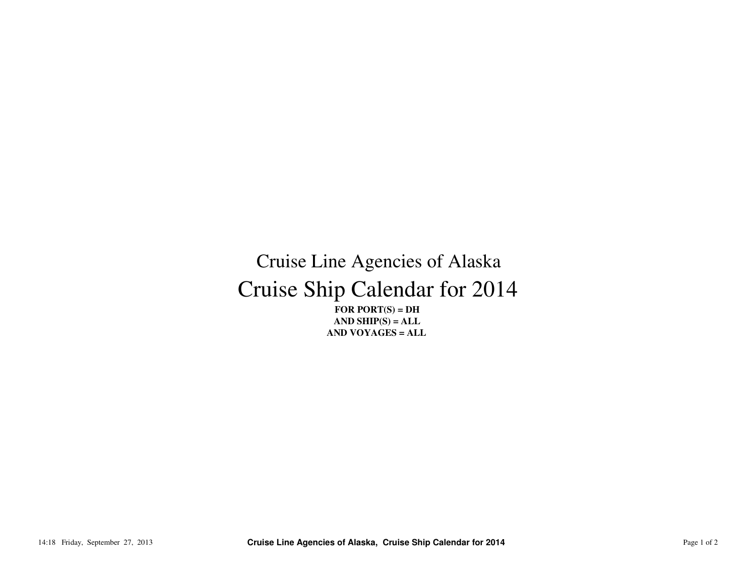# Cruise Line Agencies of Alaska

# Cruise Ship Calendar for 2014

**FOR PORT(S) = DH**
**AND SHIP(S) = ALL**
**AND VOYAGES = ALL**

14:18 Friday, September 27, 2013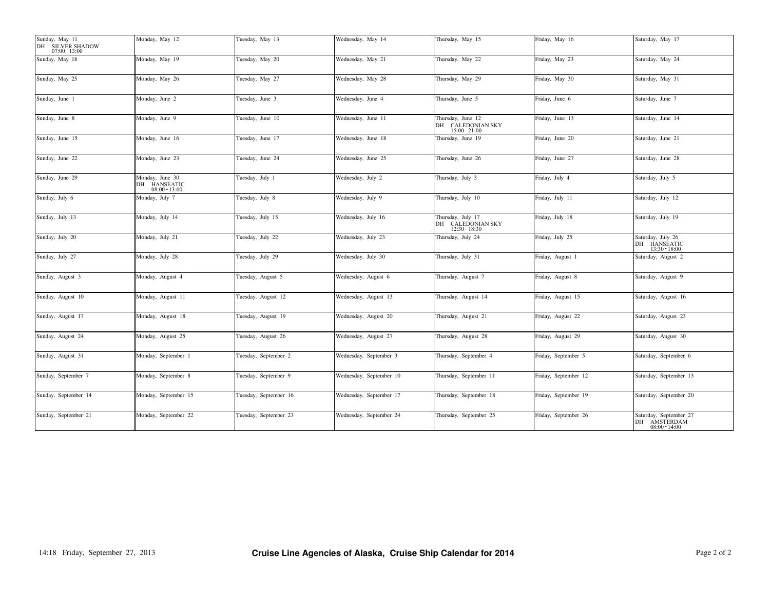| | | | | | | |
|---|---|---|---|---|---|---|
| Sunday, May 11<br>DH SILVER SHADOW<br>07:00 - 13:00 | Monday, May 12 | Tuesday, May 13 | Wednesday, May 14 | Thursday, May 15 | Friday, May 16 | Saturday, May 17 |
| Sunday, May 18 | Monday, May 19 | Tuesday, May 20 | Wednesday, May 21 | Thursday, May 22 | Friday, May 23 | Saturday, May 24 |
| Sunday, May 25 | Monday, May 26 | Tuesday, May 27 | Wednesday, May 28 | Thursday, May 29 | Friday, May 30 | Saturday, May 31 |
| Sunday, June 1 | Monday, June 2 | Tuesday, June 3 | Wednesday, June 4 | Thursday, June 5 | Friday, June 6 | Saturday, June 7 |
| Sunday, June 8 | Monday, June 9 | Tuesday, June 10 | Wednesday, June 11 | Thursday, June 12<br>DH CALEDONIAN SKY<br>15:00 - 21:00 | Friday, June 13 | Saturday, June 14 |
| Sunday, June 15 | Monday, June 16 | Tuesday, June 17 | Wednesday, June 18 | Thursday, June 19 | Friday, June 20 | Saturday, June 21 |
| Sunday, June 22 | Monday, June 23 | Tuesday, June 24 | Wednesday, June 25 | Thursday, June 26 | Friday, June 27 | Saturday, June 28 |
| Sunday, June 29 | Monday, June 30<br>DH HANSEATIC<br>08:00 - 13:00 | Tuesday, July 1 | Wednesday, July 2 | Thursday, July 3 | Friday, July 4 | Saturday, July 5 |
| Sunday, July 6 | Monday, July 7 | Tuesday, July 8 | Wednesday, July 9 | Thursday, July 10 | Friday, July 11 | Saturday, July 12 |
| Sunday, July 13 | Monday, July 14 | Tuesday, July 15 | Wednesday, July 16 | Thursday, July 17<br>DH CALEDONIAN SKY<br>12:30 - 18:30 | Friday, July 18 | Saturday, July 19 |
| Sunday, July 20 | Monday, July 21 | Tuesday, July 22 | Wednesday, July 23 | Thursday, July 24 | Friday, July 25 | Saturday, July 26<br>DH HANSEATIC<br>13:30 - 18:00 |
| Sunday, July 27 | Monday, July 28 | Tuesday, July 29 | Wednesday, July 30 | Thursday, July 31 | Friday, August 1 | Saturday, August 2 |
| Sunday, August 3 | Monday, August 4 | Tuesday, August 5 | Wednesday, August 6 | Thursday, August 7 | Friday, August 8 | Saturday, August 9 |
| Sunday, August 10 | Monday, August 11 | Tuesday, August 12 | Wednesday, August 13 | Thursday, August 14 | Friday, August 15 | Saturday, August 16 |
| Sunday, August 17 | Monday, August 18 | Tuesday, August 19 | Wednesday, August 20 | Thursday, August 21 | Friday, August 22 | Saturday, August 23 |
| Sunday, August 24 | Monday, August 25 | Tuesday, August 26 | Wednesday, August 27 | Thursday, August 28 | Friday, August 29 | Saturday, August 30 |
| Sunday, August 31 | Monday, September 1 | Tuesday, September 2 | Wednesday, September 3 | Thursday, September 4 | Friday, September 5 | Saturday, September 6 |
| Sunday, September 7 | Monday, September 8 | Tuesday, September 9 | Wednesday, September 10 | Thursday, September 11 | Friday, September 12 | Saturday, September 13 |
| Sunday, September 14 | Monday, September 15 | Tuesday, September 16 | Wednesday, September 17 | Thursday, September 18 | Friday, September 19 | Saturday, September 20 |
| Sunday, September 21 | Monday, September 22 | Tuesday, September 23 | Wednesday, September 24 | Thursday, September 25 | Friday, September 26 | Saturday, September 27<br>DH AMSTERDAM<br>08:00 - 14:00 |

14:18 Friday, September 27, 2013

**Cruise Line Agencies of Alaska, Cruise Ship Calendar for 2014**